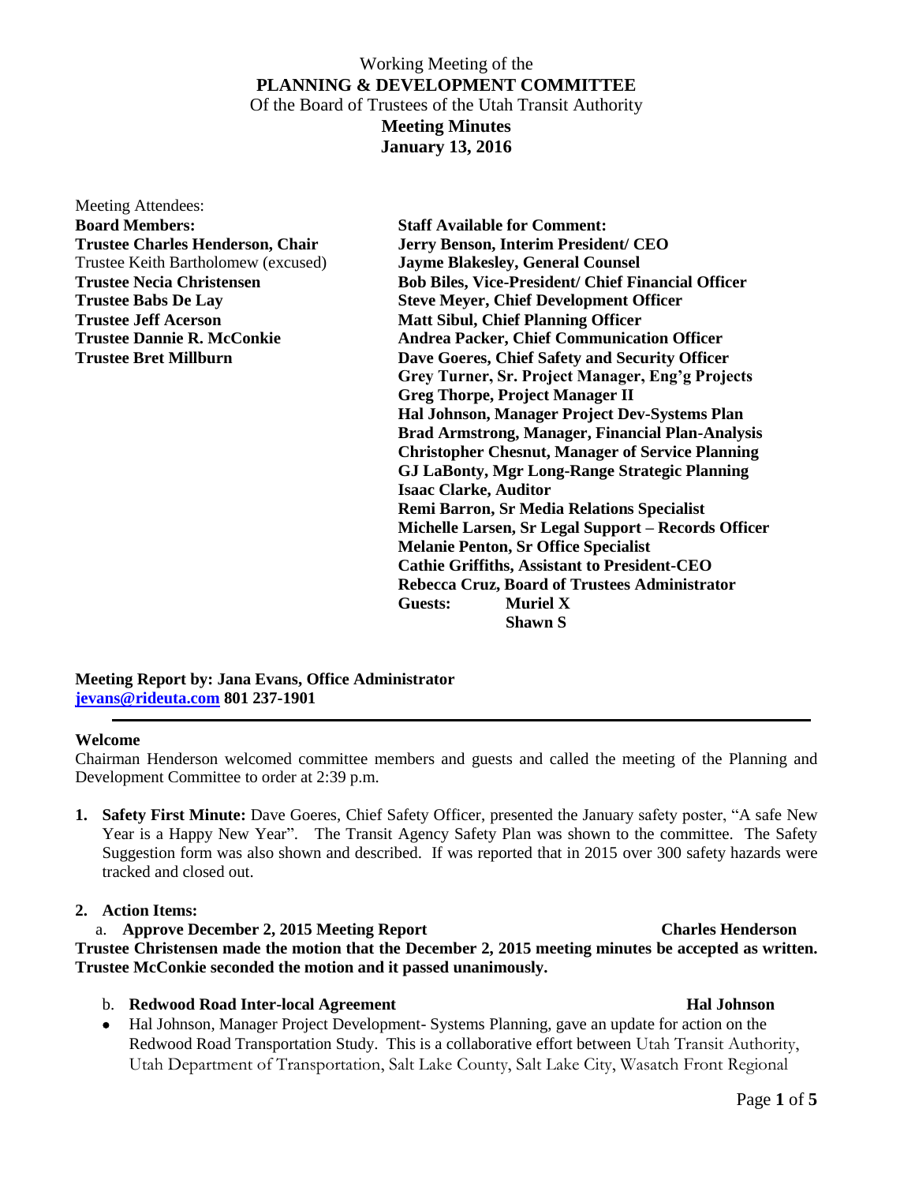Working Meeting of the

**PLANNING & DEVELOPMENT COMMITTEE**

Of the Board of Trustees of the Utah Transit Authority

**Meeting Minutes**

**January 13, 2016**

| Meeting Attendees: | |
|---|---|
| **Board Members:** | **Staff Available for Comment:** |
| **Trustee Charles Henderson, Chair** | **Jerry Benson, Interim President/ CEO** |
| Trustee Keith Bartholomew (excused) | **Jayme Blakesley, General Counsel** |
| **Trustee Necia Christensen** | **Bob Biles, Vice-President/ Chief Financial Officer** |
| **Trustee Babs De Lay** | **Steve Meyer, Chief Development Officer** |
| **Trustee Jeff Acerson** | **Matt Sibul, Chief Planning Officer** |
| **Trustee Dannie R. McConkie** | **Andrea Packer, Chief Communication Officer** |
| **Trustee Bret Millburn** | **Dave Goeres, Chief Safety and Security Officer** |
| | **Grey Turner, Sr. Project Manager, Eng'g Projects** |
| | **Greg Thorpe, Project Manager II** |
| | **Hal Johnson, Manager Project Dev-Systems Plan** |
| | **Brad Armstrong, Manager, Financial Plan-Analysis** |
| | **Christopher Chesnut, Manager of Service Planning** |
| | **GJ LaBonty, Mgr Long-Range Strategic Planning** |
| | **Isaac Clarke, Auditor** |
| | **Remi Barron, Sr Media Relations Specialist** |
| | **Michelle Larsen, Sr Legal Support – Records Officer** |
| | **Melanie Penton, Sr Office Specialist** |
| | **Cathie Griffiths, Assistant to President-CEO** |
| | **Rebecca Cruz, Board of Trustees Administrator** |
| | **Guests: Muriel X** |
| | **Shawn S** |

**Meeting Report by: Jana Evans, Office Administrator**
**jevans@rideuta.com 801 237-1901**

---

**Welcome**

Chairman Henderson welcomed committee members and guests and called the meeting of the Planning and Development Committee to order at 2:39 p.m.

1. **Safety First Minute:** Dave Goeres, Chief Safety Officer, presented the January safety poster, "A safe New Year is a Happy New Year". The Transit Agency Safety Plan was shown to the committee. The Safety Suggestion form was also shown and described. If was reported that in 2015 over 300 safety hazards were tracked and closed out.

2. **Action Items:**

   a. **Approve December 2, 2015 Meeting Report** **Charles Henderson**

**Trustee Christensen made the motion that the December 2, 2015 meeting minutes be accepted as written. Trustee McConkie seconded the motion and it passed unanimously.**

   b. **Redwood Road Inter-local Agreement** **Hal Johnson**

- Hal Johnson, Manager Project Development- Systems Planning, gave an update for action on the Redwood Road Transportation Study. This is a collaborative effort between Utah Transit Authority, Utah Department of Transportation, Salt Lake County, Salt Lake City, Wasatch Front Regional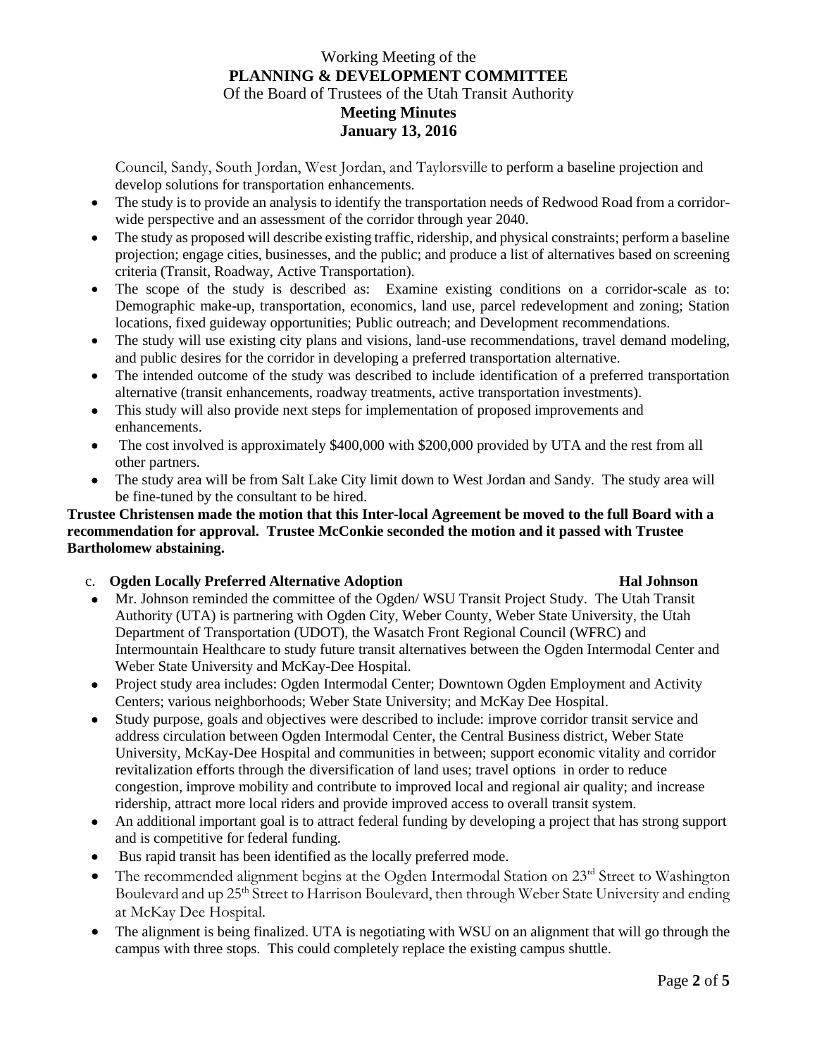Council, Sandy, South Jordan, West Jordan, and Taylorsville to perform a baseline projection and develop solutions for transportation enhancements.

- The study is to provide an analysis to identify the transportation needs of Redwood Road from a corridor-wide perspective and an assessment of the corridor through year 2040.
- The study as proposed will describe existing traffic, ridership, and physical constraints; perform a baseline projection; engage cities, businesses, and the public; and produce a list of alternatives based on screening criteria (Transit, Roadway, Active Transportation).
- The scope of the study is described as: Examine existing conditions on a corridor-scale as to: Demographic make-up, transportation, economics, land use, parcel redevelopment and zoning; Station locations, fixed guideway opportunities; Public outreach; and Development recommendations.
- The study will use existing city plans and visions, land-use recommendations, travel demand modeling, and public desires for the corridor in developing a preferred transportation alternative.
- The intended outcome of the study was described to include identification of a preferred transportation alternative (transit enhancements, roadway treatments, active transportation investments).
- This study will also provide next steps for implementation of proposed improvements and enhancements.
- The cost involved is approximately $400,000 with $200,000 provided by UTA and the rest from all other partners.
- The study area will be from Salt Lake City limit down to West Jordan and Sandy. The study area will be fine-tuned by the consultant to be hired.

**Trustee Christensen made the motion that this Inter-local Agreement be moved to the full Board with a recommendation for approval. Trustee McConkie seconded the motion and it passed with Trustee Bartholomew abstaining.**

c. **Ogden Locally Preferred Alternative Adoption** **Hal Johnson**

- Mr. Johnson reminded the committee of the Ogden/ WSU Transit Project Study. The Utah Transit Authority (UTA) is partnering with Ogden City, Weber County, Weber State University, the Utah Department of Transportation (UDOT), the Wasatch Front Regional Council (WFRC) and Intermountain Healthcare to study future transit alternatives between the Ogden Intermodal Center and Weber State University and McKay-Dee Hospital.
- Project study area includes: Ogden Intermodal Center; Downtown Ogden Employment and Activity Centers; various neighborhoods; Weber State University; and McKay Dee Hospital.
- Study purpose, goals and objectives were described to include: improve corridor transit service and address circulation between Ogden Intermodal Center, the Central Business district, Weber State University, McKay-Dee Hospital and communities in between; support economic vitality and corridor revitalization efforts through the diversification of land uses; travel options in order to reduce congestion, improve mobility and contribute to improved local and regional air quality; and increase ridership, attract more local riders and provide improved access to overall transit system.
- An additional important goal is to attract federal funding by developing a project that has strong support and is competitive for federal funding.
- Bus rapid transit has been identified as the locally preferred mode.
- The recommended alignment begins at the Ogden Intermodal Station on 23rd Street to Washington Boulevard and up 25th Street to Harrison Boulevard, then through Weber State University and ending at McKay Dee Hospital.
- The alignment is being finalized. UTA is negotiating with WSU on an alignment that will go through the campus with three stops. This could completely replace the existing campus shuttle.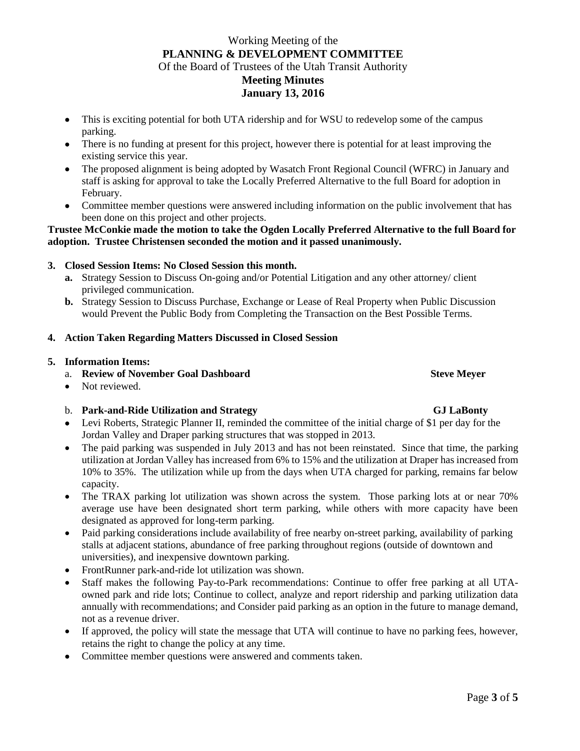- This is exciting potential for both UTA ridership and for WSU to redevelop some of the campus parking.
- There is no funding at present for this project, however there is potential for at least improving the existing service this year.
- The proposed alignment is being adopted by Wasatch Front Regional Council (WFRC) in January and staff is asking for approval to take the Locally Preferred Alternative to the full Board for adoption in February.
- Committee member questions were answered including information on the public involvement that has been done on this project and other projects.

**Trustee McConkie made the motion to take the Ogden Locally Preferred Alternative to the full Board for adoption. Trustee Christensen seconded the motion and it passed unanimously.**

**3. Closed Session Items: No Closed Session this month.**

   **a.** Strategy Session to Discuss On-going and/or Potential Litigation and any other attorney/ client privileged communication.

   **b.** Strategy Session to Discuss Purchase, Exchange or Lease of Real Property when Public Discussion would Prevent the Public Body from Completing the Transaction on the Best Possible Terms.

**4. Action Taken Regarding Matters Discussed in Closed Session**

**5. Information Items:**

   a. **Review of November Goal Dashboard** **Steve Meyer**

   - Not reviewed.

   b. **Park-and-Ride Utilization and Strategy** **GJ LaBonty**

   - Levi Roberts, Strategic Planner II, reminded the committee of the initial charge of $1 per day for the Jordan Valley and Draper parking structures that was stopped in 2013.
   - The paid parking was suspended in July 2013 and has not been reinstated. Since that time, the parking utilization at Jordan Valley has increased from 6% to 15% and the utilization at Draper has increased from 10% to 35%. The utilization while up from the days when UTA charged for parking, remains far below capacity.
   - The TRAX parking lot utilization was shown across the system. Those parking lots at or near 70% average use have been designated short term parking, while others with more capacity have been designated as approved for long-term parking.
   - Paid parking considerations include availability of free nearby on-street parking, availability of parking stalls at adjacent stations, abundance of free parking throughout regions (outside of downtown and universities), and inexpensive downtown parking.
   - FrontRunner park-and-ride lot utilization was shown.
   - Staff makes the following Pay-to-Park recommendations: Continue to offer free parking at all UTA-owned park and ride lots; Continue to collect, analyze and report ridership and parking utilization data annually with recommendations; and Consider paid parking as an option in the future to manage demand, not as a revenue driver.
   - If approved, the policy will state the message that UTA will continue to have no parking fees, however, retains the right to change the policy at any time.
   - Committee member questions were answered and comments taken.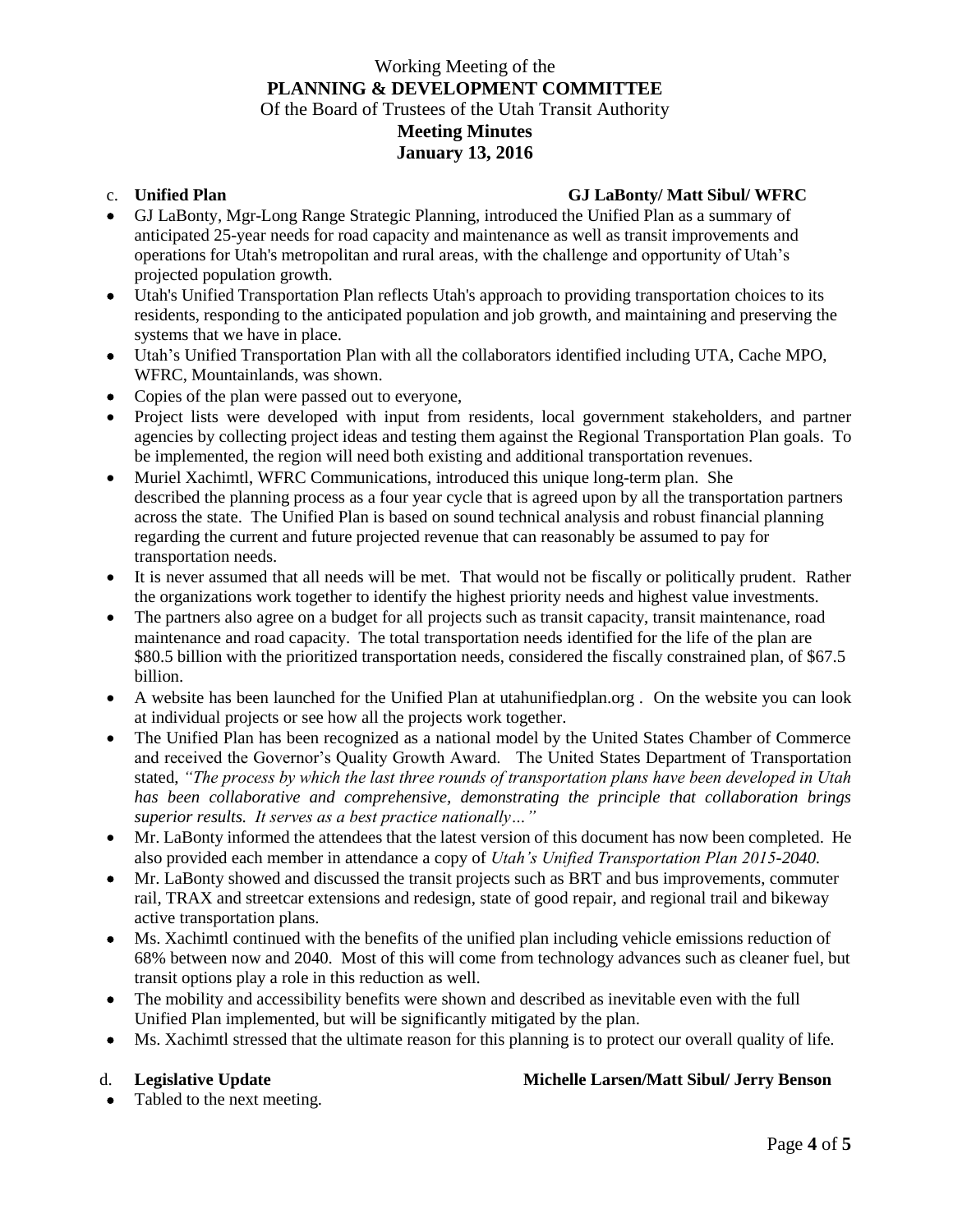Working Meeting of the
**PLANNING & DEVELOPMENT COMMITTEE**
Of the Board of Trustees of the Utah Transit Authority
**Meeting Minutes**
**January 13, 2016**

c. **Unified Plan** **GJ LaBonty/ Matt Sibul/ WFRC**

- GJ LaBonty, Mgr-Long Range Strategic Planning, introduced the Unified Plan as a summary of anticipated 25-year needs for road capacity and maintenance as well as transit improvements and operations for Utah's metropolitan and rural areas, with the challenge and opportunity of Utah's projected population growth.
- Utah's Unified Transportation Plan reflects Utah's approach to providing transportation choices to its residents, responding to the anticipated population and job growth, and maintaining and preserving the systems that we have in place.
- Utah's Unified Transportation Plan with all the collaborators identified including UTA, Cache MPO, WFRC, Mountainlands, was shown.
- Copies of the plan were passed out to everyone,
- Project lists were developed with input from residents, local government stakeholders, and partner agencies by collecting project ideas and testing them against the Regional Transportation Plan goals. To be implemented, the region will need both existing and additional transportation revenues.
- Muriel Xachimtl, WFRC Communications, introduced this unique long-term plan. She described the planning process as a four year cycle that is agreed upon by all the transportation partners across the state. The Unified Plan is based on sound technical analysis and robust financial planning regarding the current and future projected revenue that can reasonably be assumed to pay for transportation needs.
- It is never assumed that all needs will be met. That would not be fiscally or politically prudent. Rather the organizations work together to identify the highest priority needs and highest value investments.
- The partners also agree on a budget for all projects such as transit capacity, transit maintenance, road maintenance and road capacity. The total transportation needs identified for the life of the plan are $80.5 billion with the prioritized transportation needs, considered the fiscally constrained plan, of $67.5 billion.
- A website has been launched for the Unified Plan at utahunifiedplan.org . On the website you can look at individual projects or see how all the projects work together.
- The Unified Plan has been recognized as a national model by the United States Chamber of Commerce and received the Governor's Quality Growth Award. The United States Department of Transportation stated, *"The process by which the last three rounds of transportation plans have been developed in Utah has been collaborative and comprehensive, demonstrating the principle that collaboration brings superior results. It serves as a best practice nationally…"*
- Mr. LaBonty informed the attendees that the latest version of this document has now been completed. He also provided each member in attendance a copy of *Utah's Unified Transportation Plan 2015-2040.*
- Mr. LaBonty showed and discussed the transit projects such as BRT and bus improvements, commuter rail, TRAX and streetcar extensions and redesign, state of good repair, and regional trail and bikeway active transportation plans.
- Ms. Xachimtl continued with the benefits of the unified plan including vehicle emissions reduction of 68% between now and 2040. Most of this will come from technology advances such as cleaner fuel, but transit options play a role in this reduction as well.
- The mobility and accessibility benefits were shown and described as inevitable even with the full Unified Plan implemented, but will be significantly mitigated by the plan.
- Ms. Xachimtl stressed that the ultimate reason for this planning is to protect our overall quality of life.

d. **Legislative Update** **Michelle Larsen/Matt Sibul/ Jerry Benson**

- Tabled to the next meeting.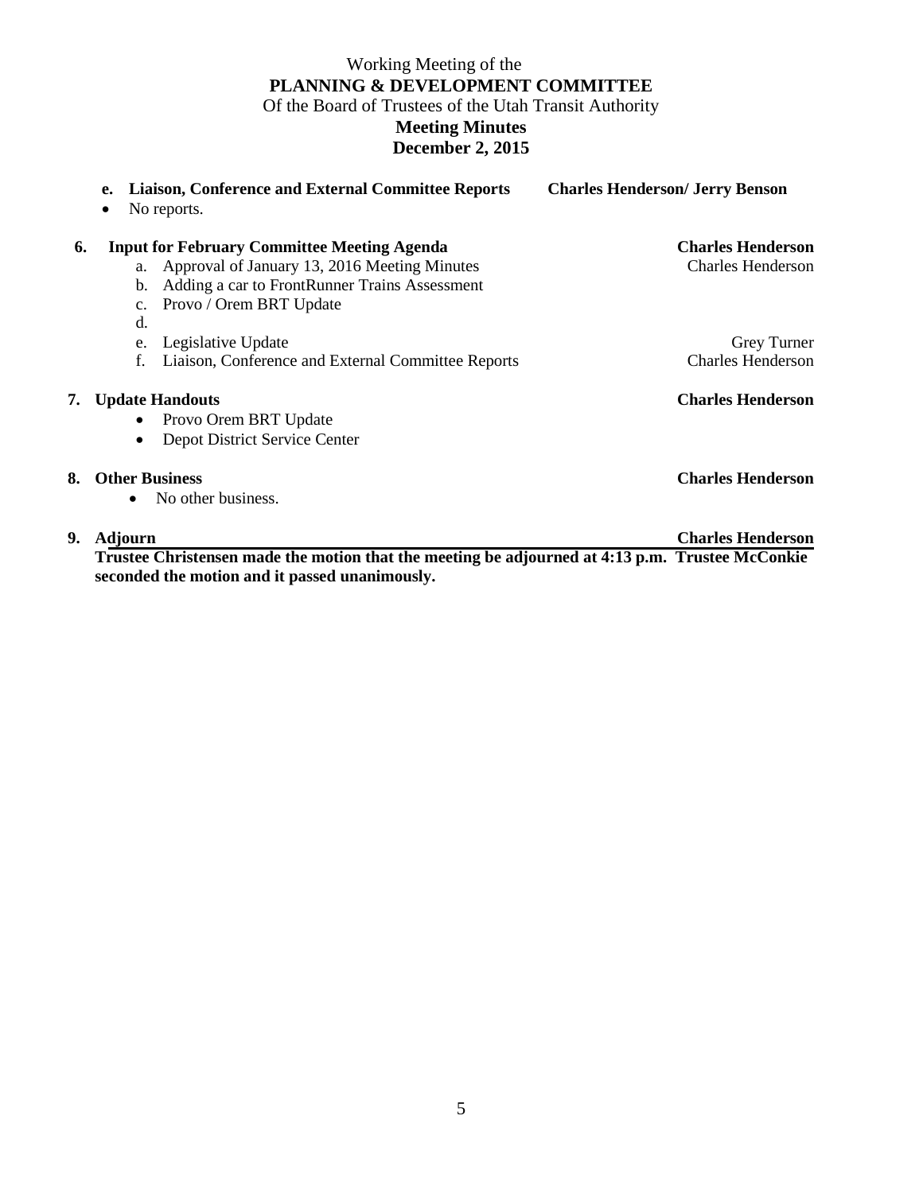Working Meeting of the
**PLANNING & DEVELOPMENT COMMITTEE**
Of the Board of Trustees of the Utah Transit Authority
**Meeting Minutes**
**December 2, 2015**

**e. Liaison, Conference and External Committee Reports** — **Charles Henderson/ Jerry Benson**

- No reports.

**6. Input for February Committee Meeting Agenda** — **Charles Henderson**

a. Approval of January 13, 2016 Meeting Minutes — Charles Henderson
b. Adding a car to FrontRunner Trains Assessment
c. Provo / Orem BRT Update
d.
e. Legislative Update — Grey Turner
f. Liaison, Conference and External Committee Reports — Charles Henderson

**7. Update Handouts** — **Charles Henderson**

- Provo Orem BRT Update
- Depot District Service Center

**8. Other Business** — **Charles Henderson**

- No other business.

**9. Adjourn** — **Charles Henderson**

**Trustee Christensen made the motion that the meeting be adjourned at 4:13 p.m. Trustee McConkie seconded the motion and it passed unanimously.**